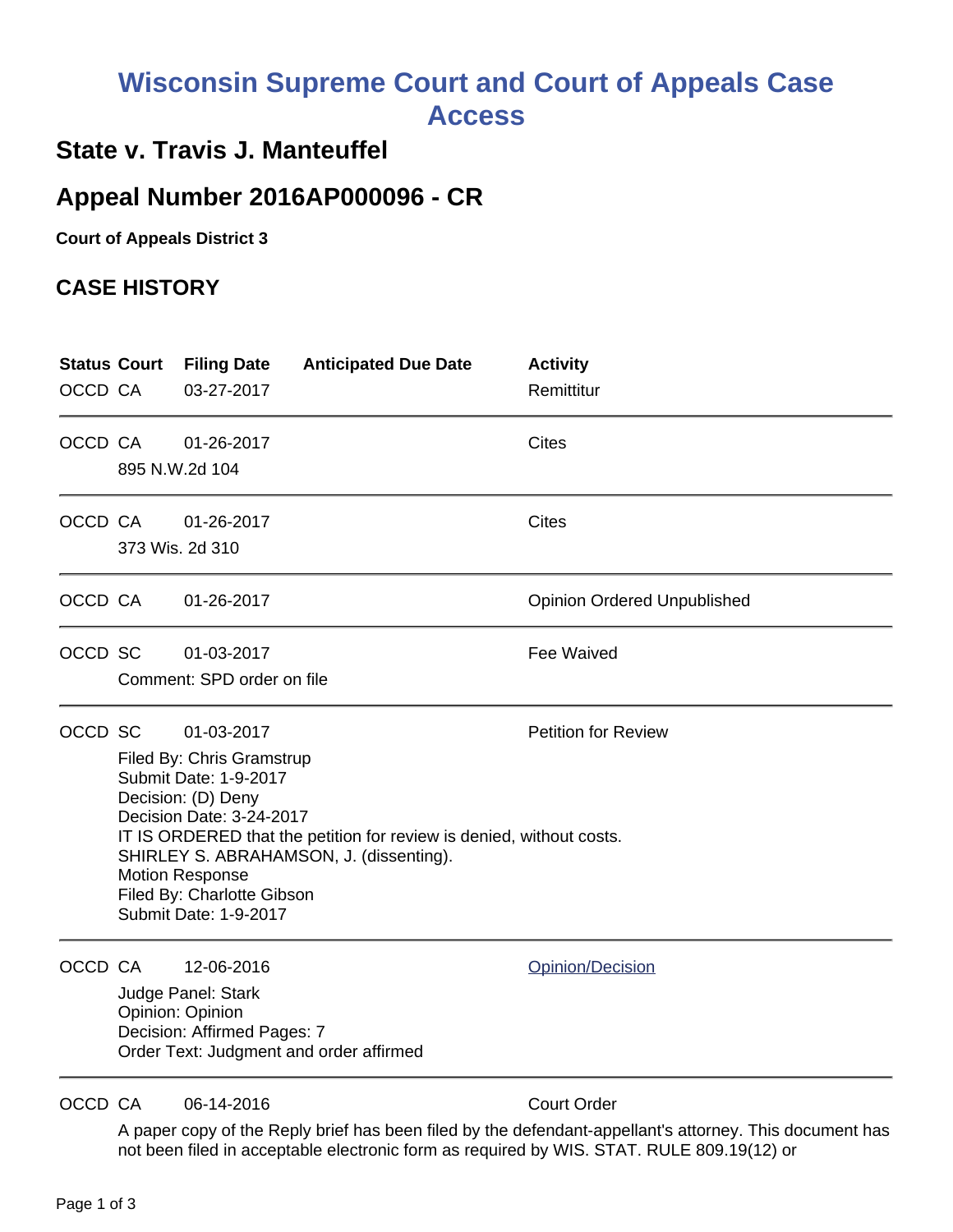# Wisconsin Supreme Court and Court of Appeals Case Access

## State v. Travis J. Manteuffel

## Appeal Number 2016AP000096 - CR

**Court of Appeals District 3**

## CASE HISTORY

| Status | Court | Filing Date | Anticipated Due Date | Activity |
|---|---|---|---|---|
| OCCD | CA | 03-27-2017 | | Remittitur |
| OCCD | CA | 01-26-2017 | | Cites |

895 N.W.2d 104

| Status | Court | Filing Date | Anticipated Due Date | Activity |
|---|---|---|---|---|
| OCCD | CA | 01-26-2017 | | Cites |

373 Wis. 2d 310

| Status | Court | Filing Date | Anticipated Due Date | Activity |
|---|---|---|---|---|
| OCCD | CA | 01-26-2017 | | Opinion Ordered Unpublished |
| OCCD | SC | 01-03-2017 | | Fee Waived |

Comment: SPD order on file

| Status | Court | Filing Date | Anticipated Due Date | Activity |
|---|---|---|---|---|
| OCCD | SC | 01-03-2017 | | Petition for Review |

Filed By: Chris Gramstrup
Submit Date: 1-9-2017
Decision: (D) Deny
Decision Date: 3-24-2017
IT IS ORDERED that the petition for review is denied, without costs.
SHIRLEY S. ABRAHAMSON, J. (dissenting).
Motion Response
Filed By: Charlotte Gibson
Submit Date: 1-9-2017

| Status | Court | Filing Date | Anticipated Due Date | Activity |
|---|---|---|---|---|
| OCCD | CA | 12-06-2016 | | Opinion/Decision |

Judge Panel: Stark
Opinion: Opinion
Decision: Affirmed Pages: 7
Order Text: Judgment and order affirmed

| Status | Court | Filing Date | Anticipated Due Date | Activity |
|---|---|---|---|---|
| OCCD | CA | 06-14-2016 | | Court Order |

A paper copy of the Reply brief has been filed by the defendant-appellant's attorney. This document has not been filed in acceptable electronic form as required by WIS. STAT. RULE 809.19(12) or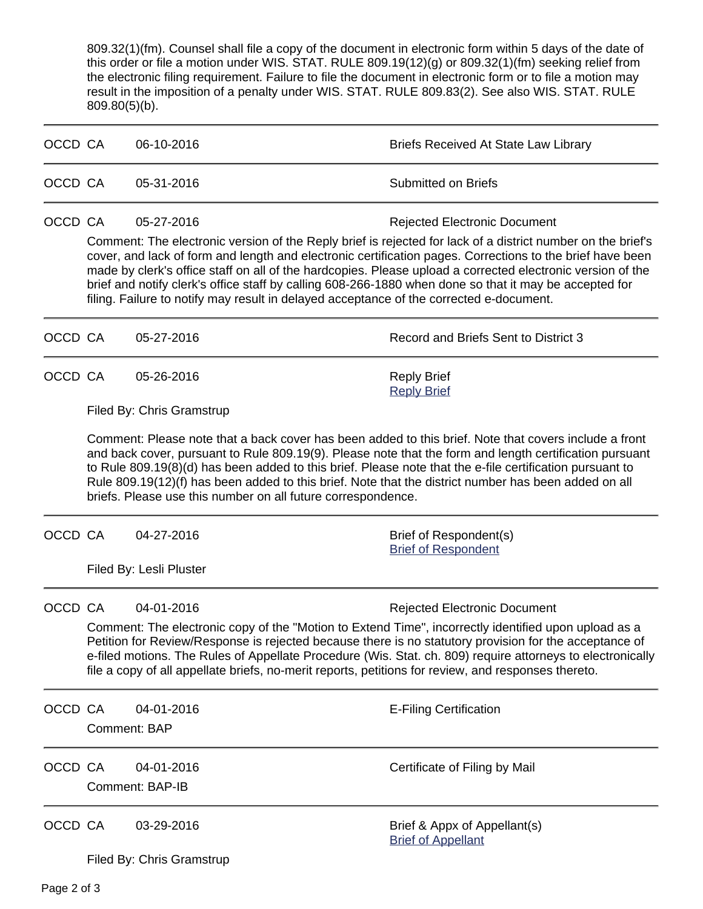809.32(1)(fm). Counsel shall file a copy of the document in electronic form within 5 days of the date of this order or file a motion under WIS. STAT. RULE 809.19(12)(g) or 809.32(1)(fm) seeking relief from the electronic filing requirement. Failure to file the document in electronic form or to file a motion may result in the imposition of a penalty under WIS. STAT. RULE 809.83(2). See also WIS. STAT. RULE 809.80(5)(b).

---

OCCD CA 06-10-2016 Briefs Received At State Law Library

---

OCCD CA 05-31-2016 Submitted on Briefs

---

OCCD CA 05-27-2016 Rejected Electronic Document

Comment: The electronic version of the Reply brief is rejected for lack of a district number on the brief's cover, and lack of form and length and electronic certification pages. Corrections to the brief have been made by clerk's office staff on all of the hardcopies. Please upload a corrected electronic version of the brief and notify clerk's office staff by calling 608-266-1880 when done so that it may be accepted for filing. Failure to notify may result in delayed acceptance of the corrected e-document.

---

OCCD CA 05-27-2016 Record and Briefs Sent to District 3

---

OCCD CA 05-26-2016 Reply Brief
Reply Brief

Filed By: Chris Gramstrup

Comment: Please note that a back cover has been added to this brief. Note that covers include a front and back cover, pursuant to Rule 809.19(9). Please note that the form and length certification pursuant to Rule 809.19(8)(d) has been added to this brief. Please note that the e-file certification pursuant to Rule 809.19(12)(f) has been added to this brief. Note that the district number has been added on all briefs. Please use this number on all future correspondence.

---

OCCD CA 04-27-2016 Brief of Respondent(s)
Brief of Respondent

Filed By: Lesli Pluster

---

OCCD CA 04-01-2016 Rejected Electronic Document

Comment: The electronic copy of the "Motion to Extend Time", incorrectly identified upon upload as a Petition for Review/Response is rejected because there is no statutory provision for the acceptance of e-filed motions. The Rules of Appellate Procedure (Wis. Stat. ch. 809) require attorneys to electronically file a copy of all appellate briefs, no-merit reports, petitions for review, and responses thereto.

---

OCCD CA 04-01-2016 E-Filing Certification

Comment: BAP

---

OCCD CA 04-01-2016 Certificate of Filing by Mail

Comment: BAP-IB

---

OCCD CA 03-29-2016 Brief & Appx of Appellant(s)
Brief of Appellant

Filed By: Chris Gramstrup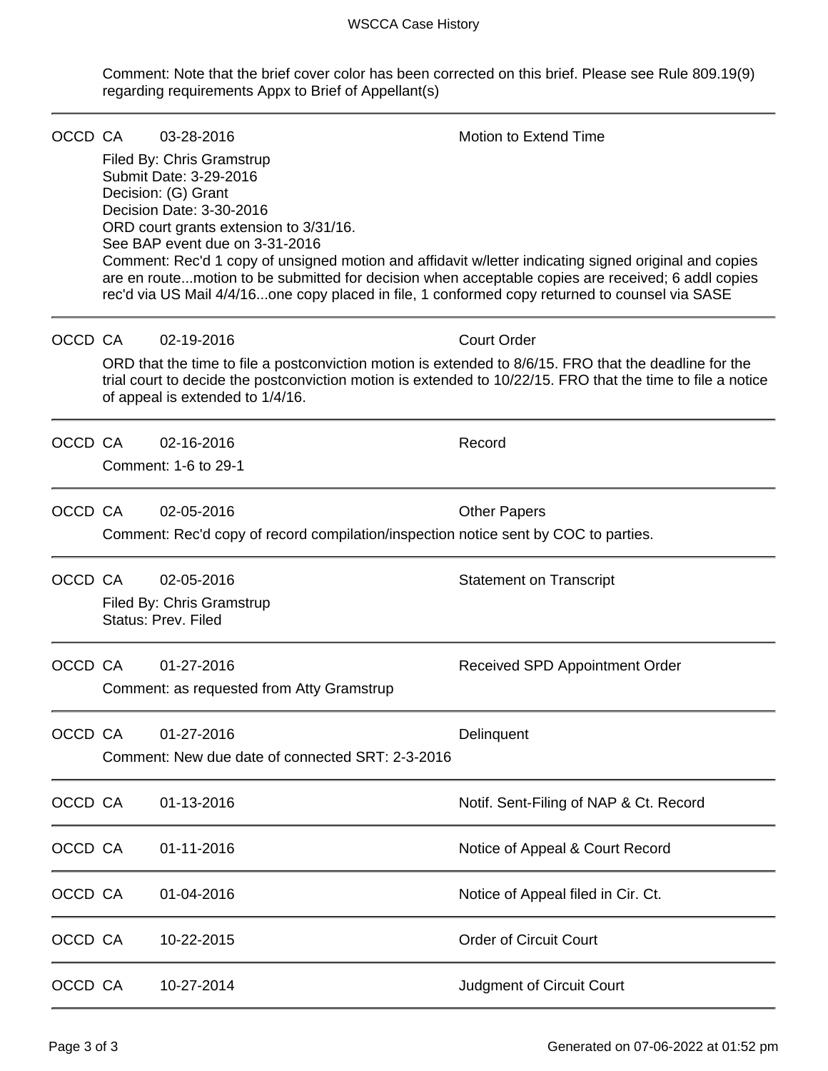Comment: Note that the brief cover color has been corrected on this brief. Please see Rule 809.19(9) regarding requirements Appx to Brief of Appellant(s)

---

OCCD CA 03-28-2016 Motion to Extend Time

Filed By: Chris Gramstrup
Submit Date: 3-29-2016
Decision: (G) Grant
Decision Date: 3-30-2016
ORD court grants extension to 3/31/16.
See BAP event due on 3-31-2016
Comment: Rec'd 1 copy of unsigned motion and affidavit w/letter indicating signed original and copies are en route...motion to be submitted for decision when acceptable copies are received; 6 addl copies rec'd via US Mail 4/4/16...one copy placed in file, 1 conformed copy returned to counsel via SASE

---

OCCD CA 02-19-2016 Court Order

ORD that the time to file a postconviction motion is extended to 8/6/15. FRO that the deadline for the trial court to decide the postconviction motion is extended to 10/22/15. FRO that the time to file a notice of appeal is extended to 1/4/16.

---

OCCD CA 02-16-2016 Record

Comment: 1-6 to 29-1

---

OCCD CA 02-05-2016 Other Papers

Comment: Rec'd copy of record compilation/inspection notice sent by COC to parties.

---

OCCD CA 02-05-2016 Statement on Transcript

Filed By: Chris Gramstrup
Status: Prev. Filed

---

OCCD CA 01-27-2016 Received SPD Appointment Order

Comment: as requested from Atty Gramstrup

---

OCCD CA 01-27-2016 Delinquent

Comment: New due date of connected SRT: 2-3-2016

---

OCCD CA 01-13-2016 Notif. Sent-Filing of NAP & Ct. Record

---

OCCD CA 01-11-2016 Notice of Appeal & Court Record

---

OCCD CA 01-04-2016 Notice of Appeal filed in Cir. Ct.

---

OCCD CA 10-22-2015 Order of Circuit Court

---

OCCD CA 10-27-2014 Judgment of Circuit Court

---